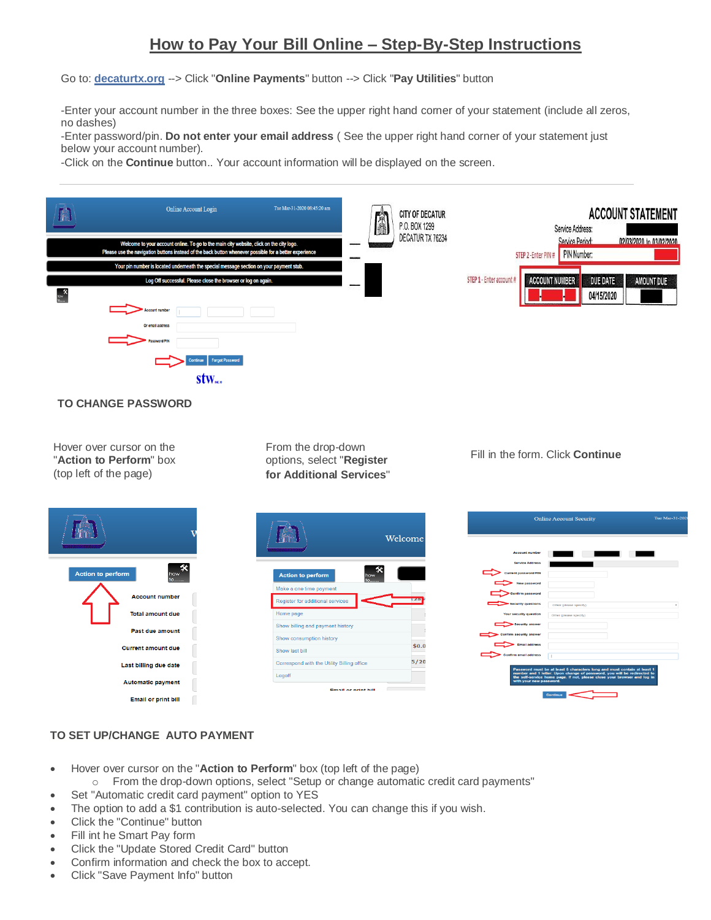# How to Pay Your Bill Online – Step-By-Step Instructions

Go to: **decaturtx.org** --> Click "**Online Payments**" button --> Click "**Pay Utilities**" button

-Enter your account number in the three boxes: See the upper right hand corner of your statement (include all zeros, no dashes)
-Enter password/pin. **Do not enter your email address** ( See the upper right hand corner of your statement just below your account number).
-Click on the **Continue** button.. Your account information will be displayed on the screen.

---

**TO CHANGE PASSWORD**

Hover over cursor on the "**Action to Perform**" box (top left of the page)

From the drop-down options, select "**Register for Additional Services**"

Fill in the form. Click **Continue**

**TO SET UP/CHANGE AUTO PAYMENT**

- Hover over cursor on the "**Action to Perform**" box (top left of the page)
  - From the drop-down options, select "Setup or change automatic credit card payments"
- Set "Automatic credit card payment" option to YES
- The option to add a $1 contribution is auto-selected. You can change this if you wish.
- Click the "Continue" button
- Fill int he Smart Pay form
- Click the "Update Stored Credit Card" button
- Confirm information and check the box to accept.
- Click "Save Payment Info" button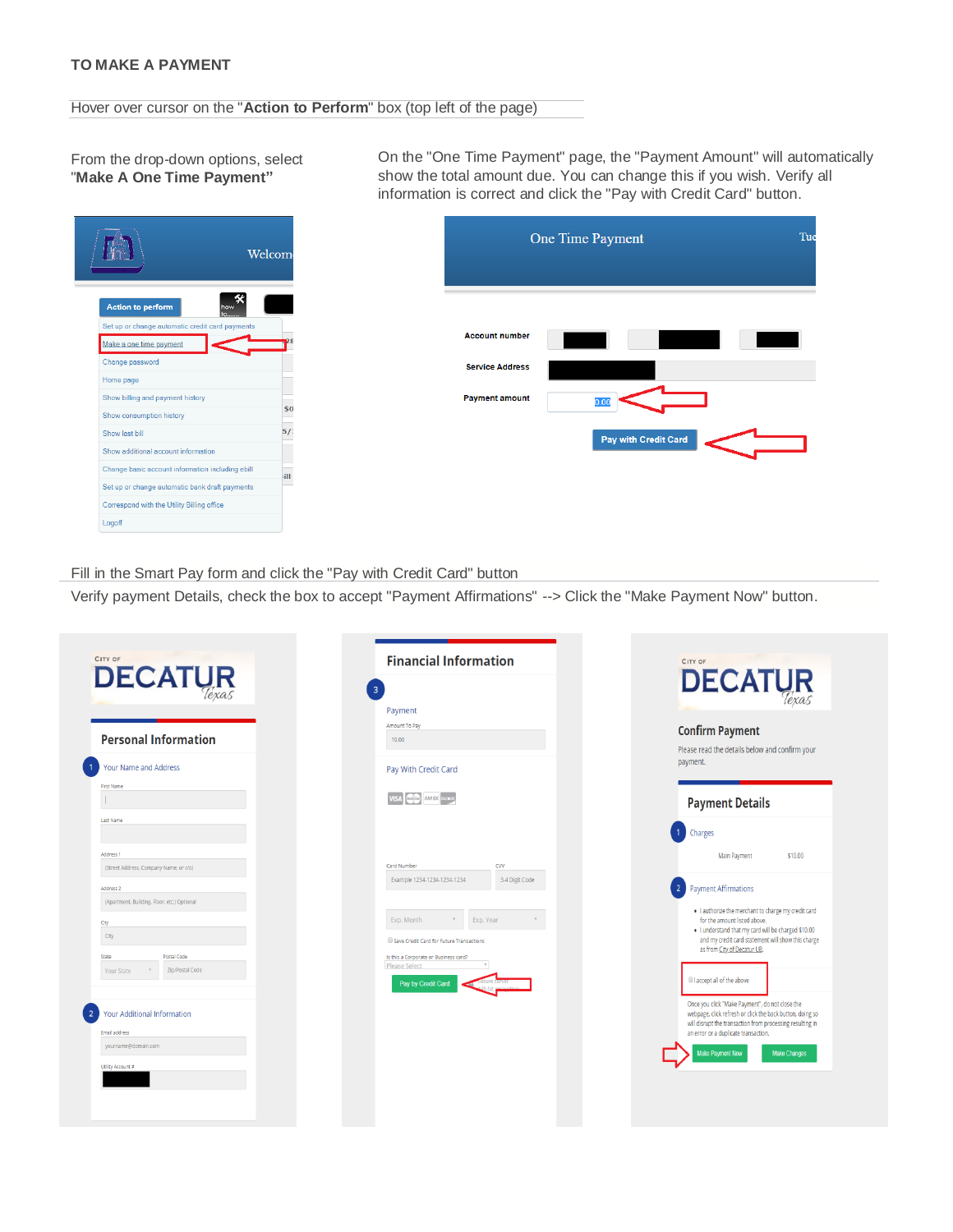**TO MAKE A PAYMENT**

Hover over cursor on the "**Action to Perform**" box (top left of the page)

From the drop-down options, select "**Make A One Time Payment"**

On the "One Time Payment" page, the "Payment Amount" will automatically show the total amount due. You can change this if you wish. Verify all information is correct and click the "Pay with Credit Card" button.

Fill in the Smart Pay form and click the "Pay with Credit Card" button

Verify payment Details, check the box to accept "Payment Affirmations" --> Click the "Make Payment Now" button.